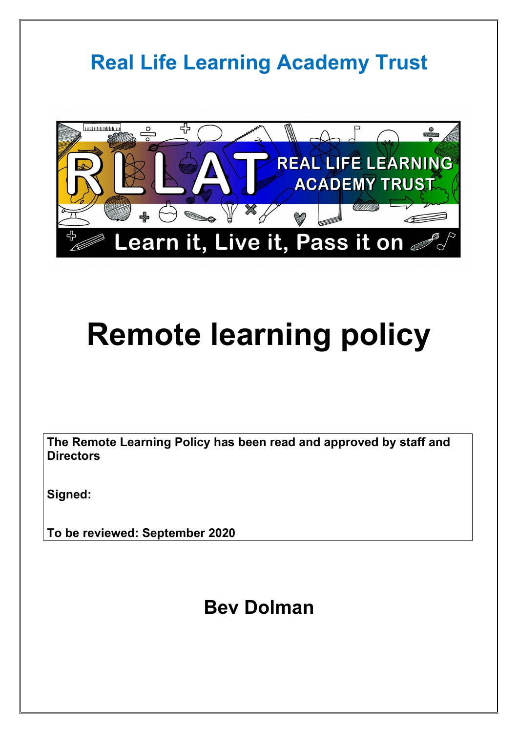# Real Life Learning Academy Trust

# Remote learning policy

| The Remote Learning Policy has been read and approved by staff and Directors |
|---|
| **Signed:** |
| **To be reviewed: September 2020** |

## Bev Dolman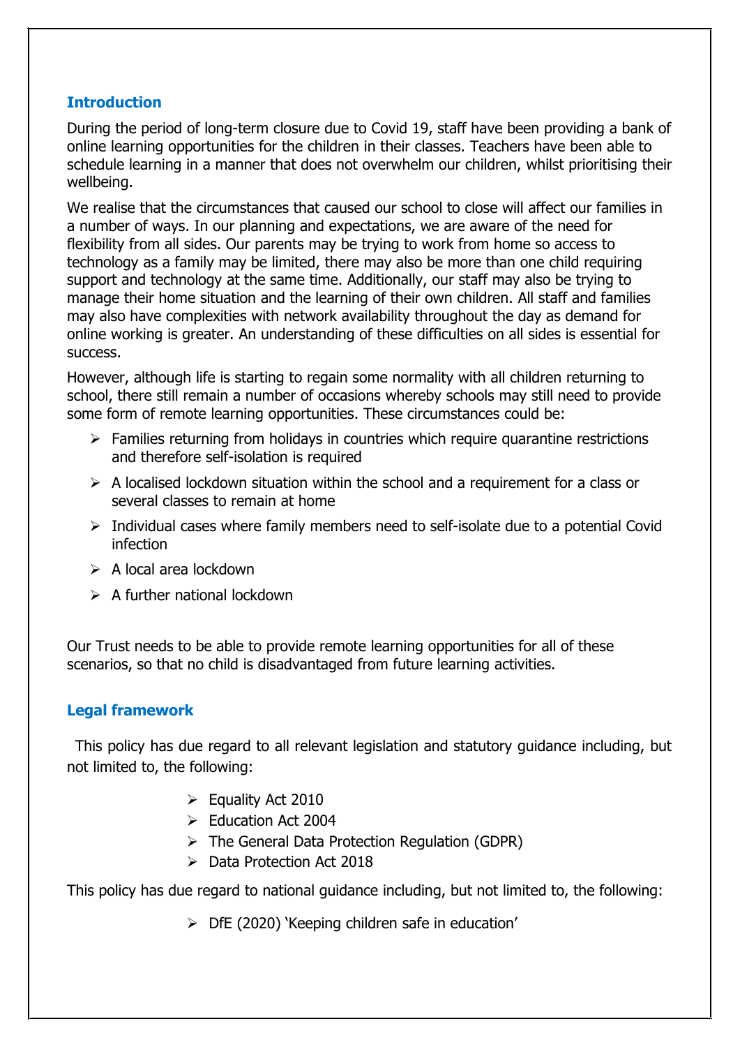## Introduction

During the period of long-term closure due to Covid 19, staff have been providing a bank of online learning opportunities for the children in their classes. Teachers have been able to schedule learning in a manner that does not overwhelm our children, whilst prioritising their wellbeing.

We realise that the circumstances that caused our school to close will affect our families in a number of ways. In our planning and expectations, we are aware of the need for flexibility from all sides. Our parents may be trying to work from home so access to technology as a family may be limited, there may also be more than one child requiring support and technology at the same time. Additionally, our staff may also be trying to manage their home situation and the learning of their own children. All staff and families may also have complexities with network availability throughout the day as demand for online working is greater. An understanding of these difficulties on all sides is essential for success.

However, although life is starting to regain some normality with all children returning to school, there still remain a number of occasions whereby schools may still need to provide some form of remote learning opportunities. These circumstances could be:

- Families returning from holidays in countries which require quarantine restrictions and therefore self-isolation is required
- A localised lockdown situation within the school and a requirement for a class or several classes to remain at home
- Individual cases where family members need to self-isolate due to a potential Covid infection
- A local area lockdown
- A further national lockdown

Our Trust needs to be able to provide remote learning opportunities for all of these scenarios, so that no child is disadvantaged from future learning activities.

## Legal framework

This policy has due regard to all relevant legislation and statutory guidance including, but not limited to, the following:

- Equality Act 2010
- Education Act 2004
- The General Data Protection Regulation (GDPR)
- Data Protection Act 2018

This policy has due regard to national guidance including, but not limited to, the following:

- DfE (2020) 'Keeping children safe in education'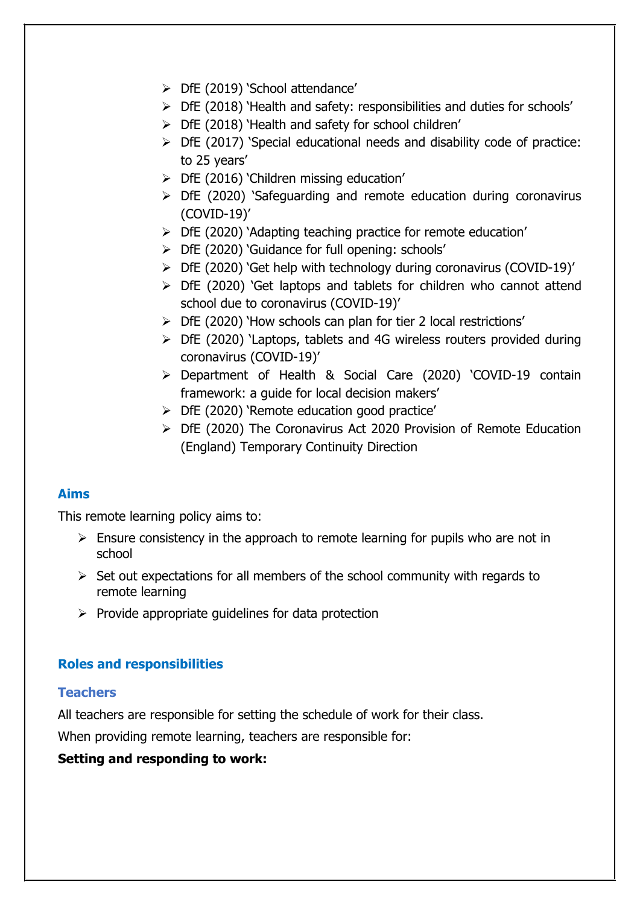- DfE (2019) 'School attendance'
- DfE (2018) 'Health and safety: responsibilities and duties for schools'
- DfE (2018) 'Health and safety for school children'
- DfE (2017) 'Special educational needs and disability code of practice: to 25 years'
- DfE (2016) 'Children missing education'
- DfE (2020) 'Safeguarding and remote education during coronavirus (COVID-19)'
- DfE (2020) 'Adapting teaching practice for remote education'
- DfE (2020) 'Guidance for full opening: schools'
- DfE (2020) 'Get help with technology during coronavirus (COVID-19)'
- DfE (2020) 'Get laptops and tablets for children who cannot attend school due to coronavirus (COVID-19)'
- DfE (2020) 'How schools can plan for tier 2 local restrictions'
- DfE (2020) 'Laptops, tablets and 4G wireless routers provided during coronavirus (COVID-19)'
- Department of Health & Social Care (2020) 'COVID-19 contain framework: a guide for local decision makers'
- DfE (2020) 'Remote education good practice'
- DfE (2020) The Coronavirus Act 2020 Provision of Remote Education (England) Temporary Continuity Direction

## Aims

This remote learning policy aims to:

- Ensure consistency in the approach to remote learning for pupils who are not in school
- Set out expectations for all members of the school community with regards to remote learning
- Provide appropriate guidelines for data protection

## Roles and responsibilities

### Teachers

All teachers are responsible for setting the schedule of work for their class.

When providing remote learning, teachers are responsible for:

**Setting and responding to work:**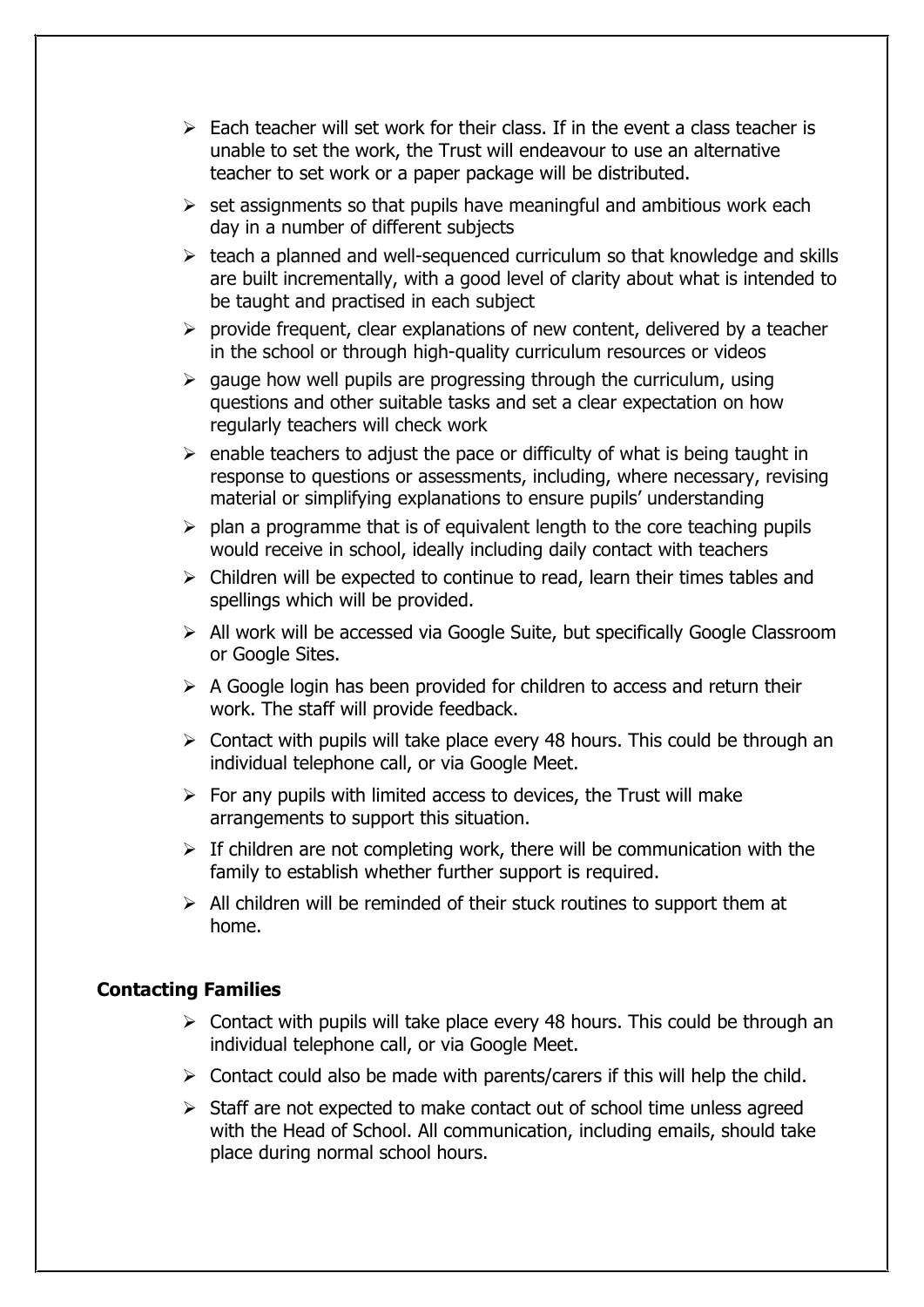- Each teacher will set work for their class. If in the event a class teacher is unable to set the work, the Trust will endeavour to use an alternative teacher to set work or a paper package will be distributed.
- set assignments so that pupils have meaningful and ambitious work each day in a number of different subjects
- teach a planned and well-sequenced curriculum so that knowledge and skills are built incrementally, with a good level of clarity about what is intended to be taught and practised in each subject
- provide frequent, clear explanations of new content, delivered by a teacher in the school or through high-quality curriculum resources or videos
- gauge how well pupils are progressing through the curriculum, using questions and other suitable tasks and set a clear expectation on how regularly teachers will check work
- enable teachers to adjust the pace or difficulty of what is being taught in response to questions or assessments, including, where necessary, revising material or simplifying explanations to ensure pupils' understanding
- plan a programme that is of equivalent length to the core teaching pupils would receive in school, ideally including daily contact with teachers
- Children will be expected to continue to read, learn their times tables and spellings which will be provided.
- All work will be accessed via Google Suite, but specifically Google Classroom or Google Sites.
- A Google login has been provided for children to access and return their work. The staff will provide feedback.
- Contact with pupils will take place every 48 hours. This could be through an individual telephone call, or via Google Meet.
- For any pupils with limited access to devices, the Trust will make arrangements to support this situation.
- If children are not completing work, there will be communication with the family to establish whether further support is required.
- All children will be reminded of their stuck routines to support them at home.

**Contacting Families**

- Contact with pupils will take place every 48 hours. This could be through an individual telephone call, or via Google Meet.
- Contact could also be made with parents/carers if this will help the child.
- Staff are not expected to make contact out of school time unless agreed with the Head of School. All communication, including emails, should take place during normal school hours.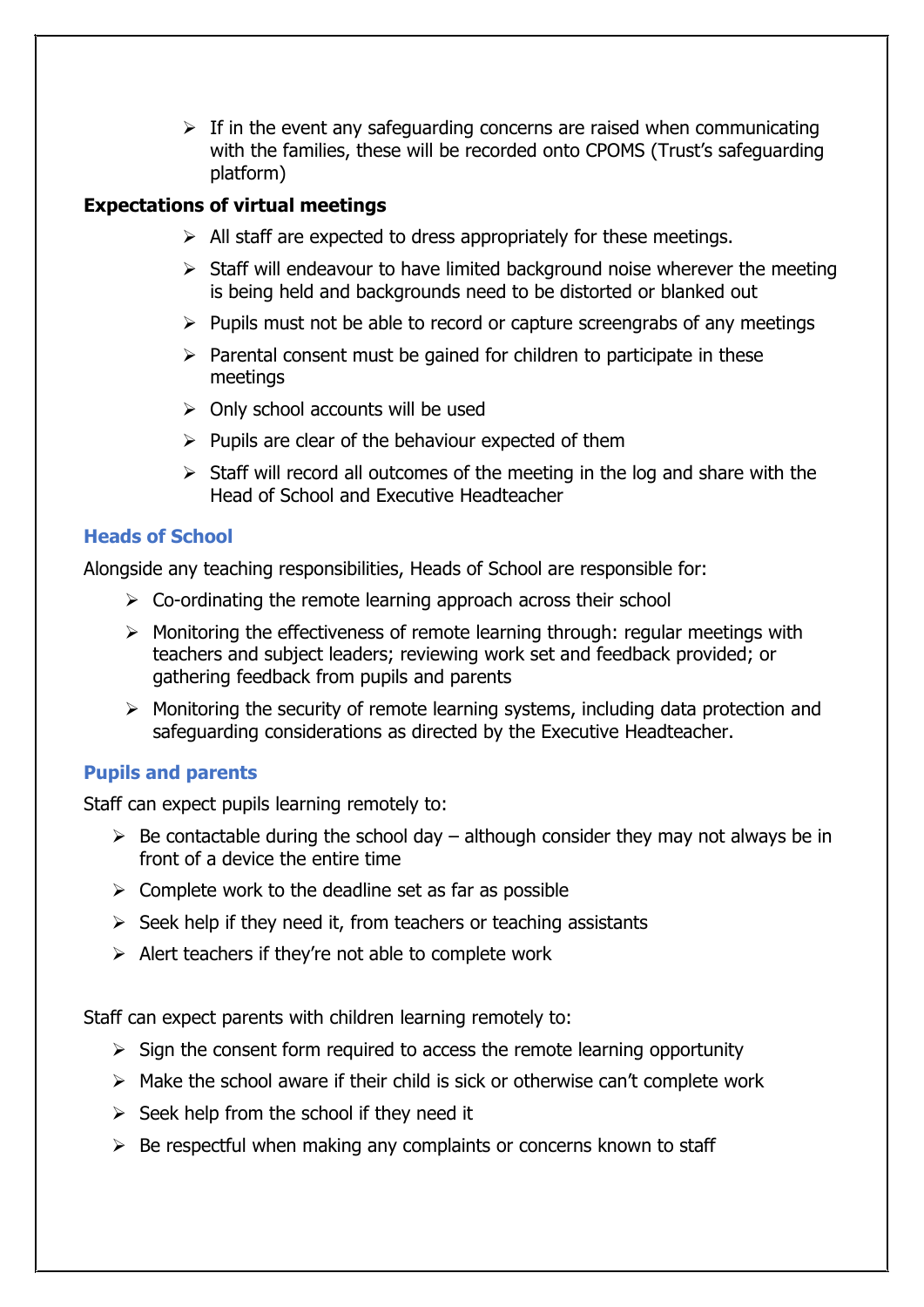- If in the event any safeguarding concerns are raised when communicating with the families, these will be recorded onto CPOMS (Trust's safeguarding platform)

**Expectations of virtual meetings**

- All staff are expected to dress appropriately for these meetings.
- Staff will endeavour to have limited background noise wherever the meeting is being held and backgrounds need to be distorted or blanked out
- Pupils must not be able to record or capture screengrabs of any meetings
- Parental consent must be gained for children to participate in these meetings
- Only school accounts will be used
- Pupils are clear of the behaviour expected of them
- Staff will record all outcomes of the meeting in the log and share with the Head of School and Executive Headteacher

### Heads of School

Alongside any teaching responsibilities, Heads of School are responsible for:

- Co-ordinating the remote learning approach across their school
- Monitoring the effectiveness of remote learning through: regular meetings with teachers and subject leaders; reviewing work set and feedback provided; or gathering feedback from pupils and parents
- Monitoring the security of remote learning systems, including data protection and safeguarding considerations as directed by the Executive Headteacher.

### Pupils and parents

Staff can expect pupils learning remotely to:

- Be contactable during the school day – although consider they may not always be in front of a device the entire time
- Complete work to the deadline set as far as possible
- Seek help if they need it, from teachers or teaching assistants
- Alert teachers if they're not able to complete work

Staff can expect parents with children learning remotely to:

- Sign the consent form required to access the remote learning opportunity
- Make the school aware if their child is sick or otherwise can't complete work
- Seek help from the school if they need it
- Be respectful when making any complaints or concerns known to staff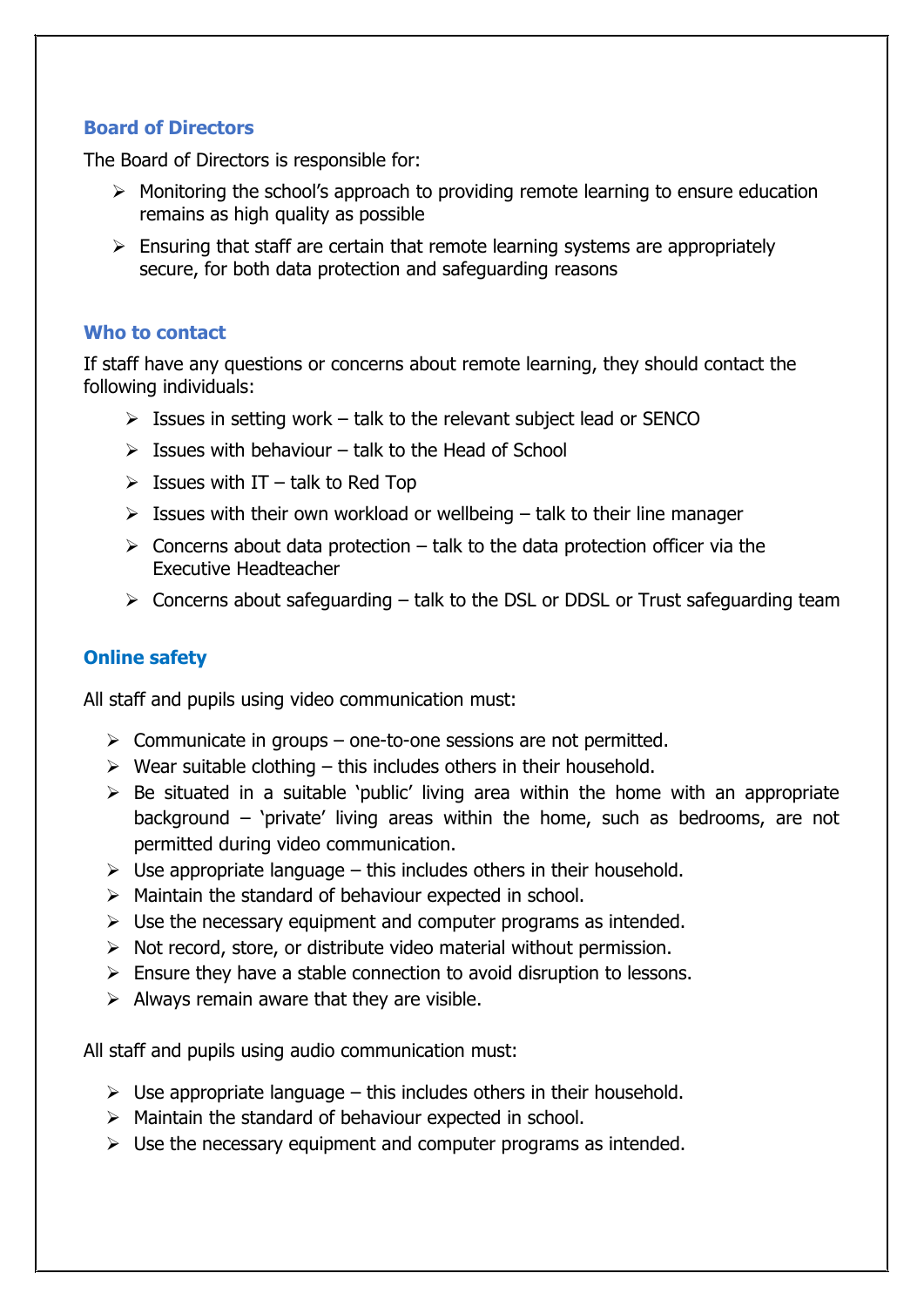### Board of Directors

The Board of Directors is responsible for:

- Monitoring the school's approach to providing remote learning to ensure education remains as high quality as possible
- Ensuring that staff are certain that remote learning systems are appropriately secure, for both data protection and safeguarding reasons

### Who to contact

If staff have any questions or concerns about remote learning, they should contact the following individuals:

- Issues in setting work – talk to the relevant subject lead or SENCO
- Issues with behaviour – talk to the Head of School
- Issues with IT – talk to Red Top
- Issues with their own workload or wellbeing – talk to their line manager
- Concerns about data protection – talk to the data protection officer via the Executive Headteacher
- Concerns about safeguarding – talk to the DSL or DDSL or Trust safeguarding team

### Online safety

All staff and pupils using video communication must:

- Communicate in groups – one-to-one sessions are not permitted.
- Wear suitable clothing – this includes others in their household.
- Be situated in a suitable 'public' living area within the home with an appropriate background – 'private' living areas within the home, such as bedrooms, are not permitted during video communication.
- Use appropriate language – this includes others in their household.
- Maintain the standard of behaviour expected in school.
- Use the necessary equipment and computer programs as intended.
- Not record, store, or distribute video material without permission.
- Ensure they have a stable connection to avoid disruption to lessons.
- Always remain aware that they are visible.

All staff and pupils using audio communication must:

- Use appropriate language – this includes others in their household.
- Maintain the standard of behaviour expected in school.
- Use the necessary equipment and computer programs as intended.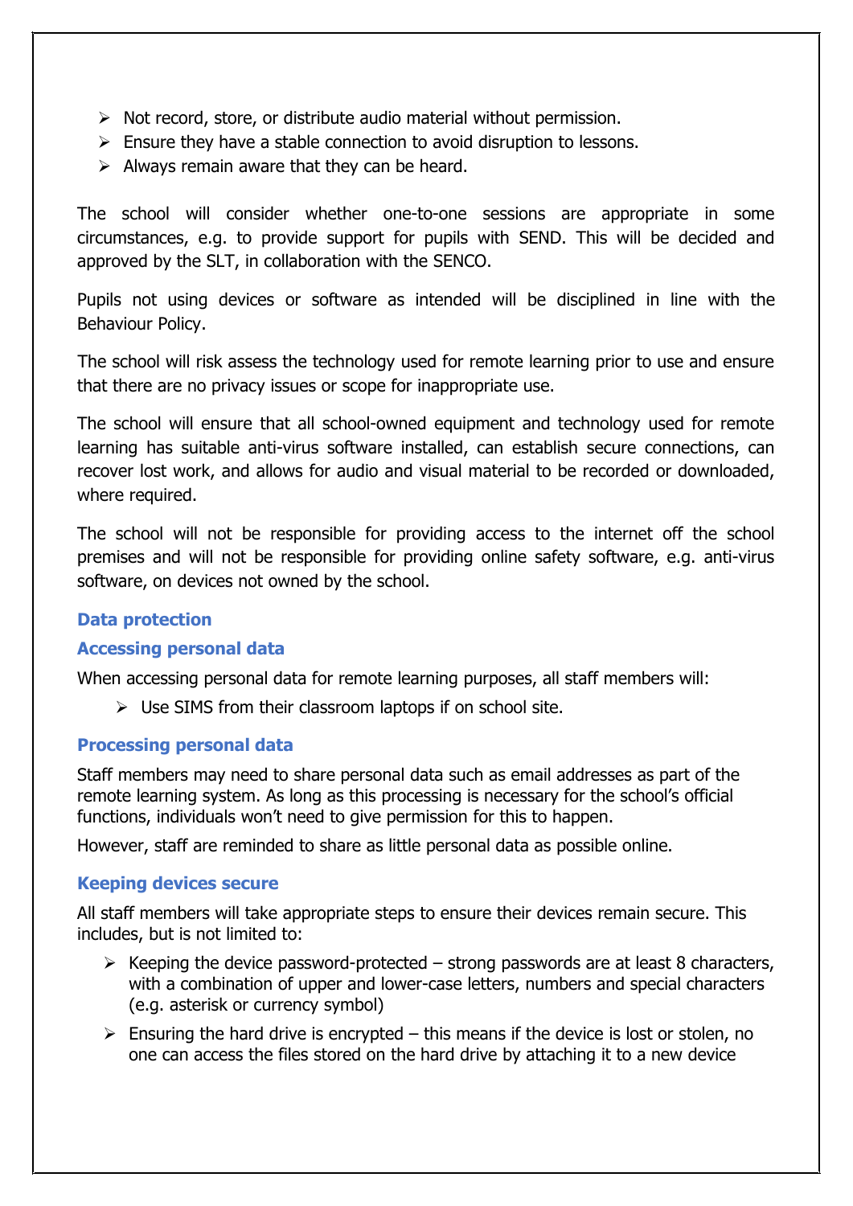- Not record, store, or distribute audio material without permission.
- Ensure they have a stable connection to avoid disruption to lessons.
- Always remain aware that they can be heard.

The school will consider whether one-to-one sessions are appropriate in some circumstances, e.g. to provide support for pupils with SEND. This will be decided and approved by the SLT, in collaboration with the SENCO.

Pupils not using devices or software as intended will be disciplined in line with the Behaviour Policy.

The school will risk assess the technology used for remote learning prior to use and ensure that there are no privacy issues or scope for inappropriate use.

The school will ensure that all school-owned equipment and technology used for remote learning has suitable anti-virus software installed, can establish secure connections, can recover lost work, and allows for audio and visual material to be recorded or downloaded, where required.

The school will not be responsible for providing access to the internet off the school premises and will not be responsible for providing online safety software, e.g. anti-virus software, on devices not owned by the school.

### Data protection

### Accessing personal data

When accessing personal data for remote learning purposes, all staff members will:

- Use SIMS from their classroom laptops if on school site.

### Processing personal data

Staff members may need to share personal data such as email addresses as part of the remote learning system. As long as this processing is necessary for the school's official functions, individuals won't need to give permission for this to happen.

However, staff are reminded to share as little personal data as possible online.

### Keeping devices secure

All staff members will take appropriate steps to ensure their devices remain secure. This includes, but is not limited to:

- Keeping the device password-protected – strong passwords are at least 8 characters, with a combination of upper and lower-case letters, numbers and special characters (e.g. asterisk or currency symbol)
- Ensuring the hard drive is encrypted – this means if the device is lost or stolen, no one can access the files stored on the hard drive by attaching it to a new device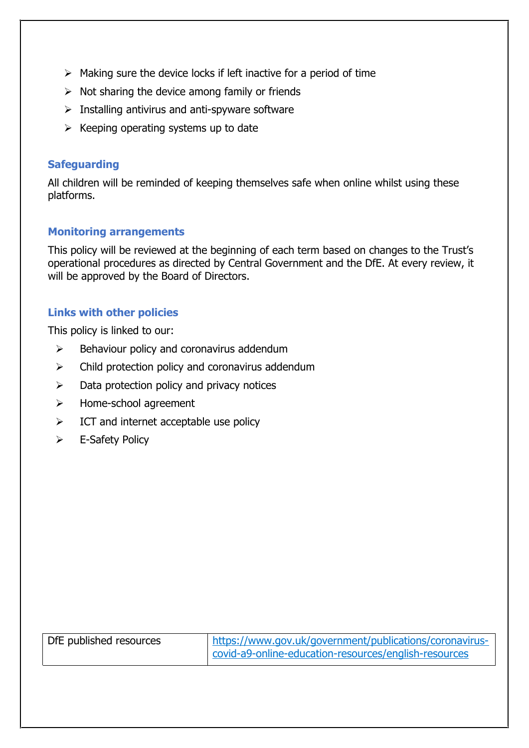- Making sure the device locks if left inactive for a period of time
- Not sharing the device among family or friends
- Installing antivirus and anti-spyware software
- Keeping operating systems up to date

### Safeguarding

All children will be reminded of keeping themselves safe when online whilst using these platforms.

### Monitoring arrangements

This policy will be reviewed at the beginning of each term based on changes to the Trust's operational procedures as directed by Central Government and the DfE. At every review, it will be approved by the Board of Directors.

### Links with other policies

This policy is linked to our:

- Behaviour policy and coronavirus addendum
- Child protection policy and coronavirus addendum
- Data protection policy and privacy notices
- Home-school agreement
- ICT and internet acceptable use policy
- E-Safety Policy

| DfE published resources | https://www.gov.uk/government/publications/coronavirus-covid-a9-online-education-resources/english-resources |
|---|---|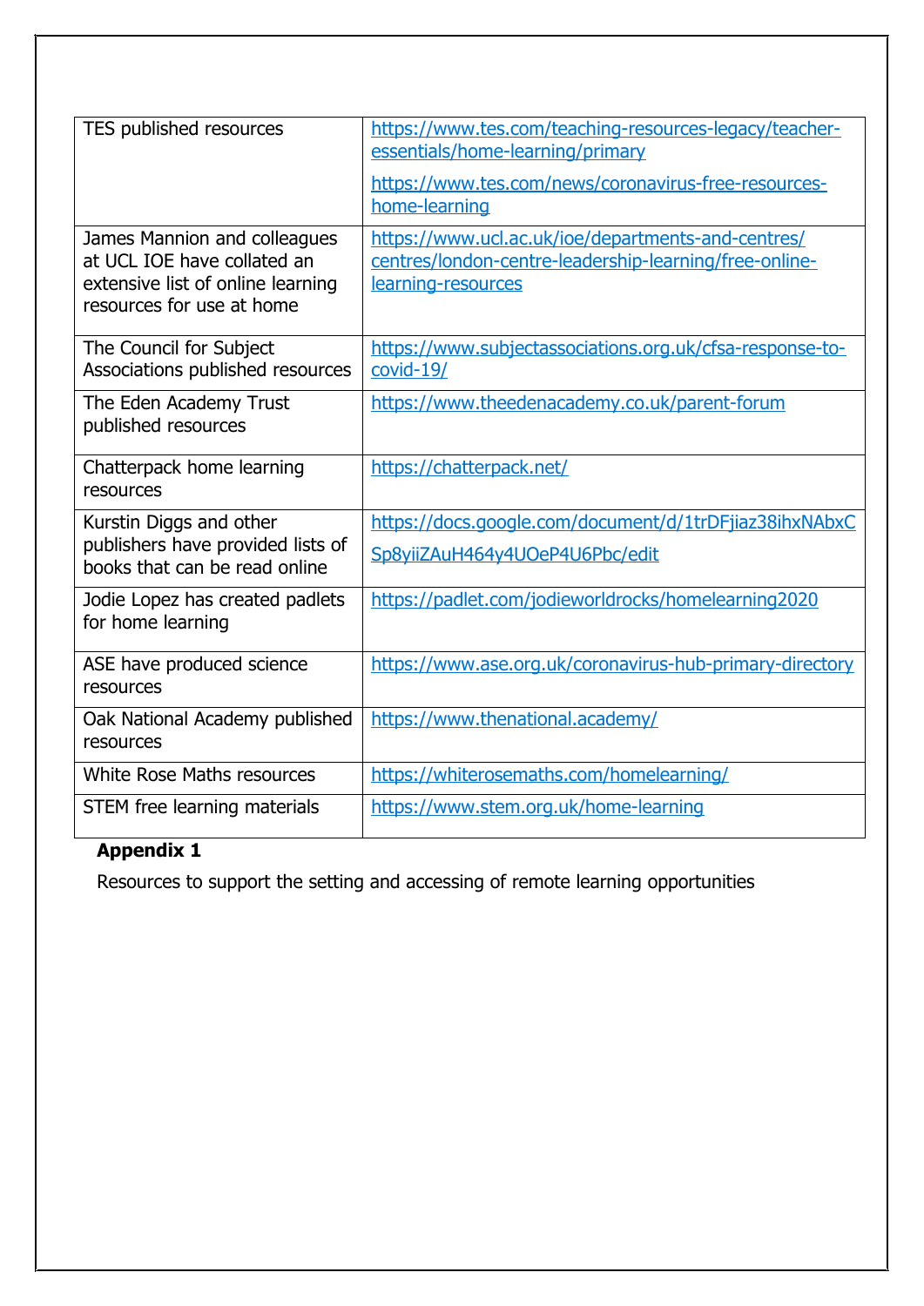| | |
|---|---|
| TES published resources | https://www.tes.com/teaching-resources-legacy/teacher-essentials/home-learning/primary<br>https://www.tes.com/news/coronavirus-free-resources-home-learning |
| James Mannion and colleagues at UCL IOE have collated an extensive list of online learning resources for use at home | https://www.ucl.ac.uk/ioe/departments-and-centres/centres/london-centre-leadership-learning/free-online-learning-resources |
| The Council for Subject Associations published resources | https://www.subjectassociations.org.uk/cfsa-response-to-covid-19/ |
| The Eden Academy Trust published resources | https://www.theedenacademy.co.uk/parent-forum |
| Chatterpack home learning resources | https://chatterpack.net/ |
| Kurstin Diggs and other publishers have provided lists of books that can be read online | https://docs.google.com/document/d/1trDFjiaz38ihxNAbxCSp8yiiZAuH464y4UOeP4U6Pbc/edit |
| Jodie Lopez has created padlets for home learning | https://padlet.com/jodieworldrocks/homelearning2020 |
| ASE have produced science resources | https://www.ase.org.uk/coronavirus-hub-primary-directory |
| Oak National Academy published resources | https://www.thenational.academy/ |
| White Rose Maths resources | https://whiterosemaths.com/homelearning/ |
| STEM free learning materials | https://www.stem.org.uk/home-learning |

**Appendix 1**

Resources to support the setting and accessing of remote learning opportunities